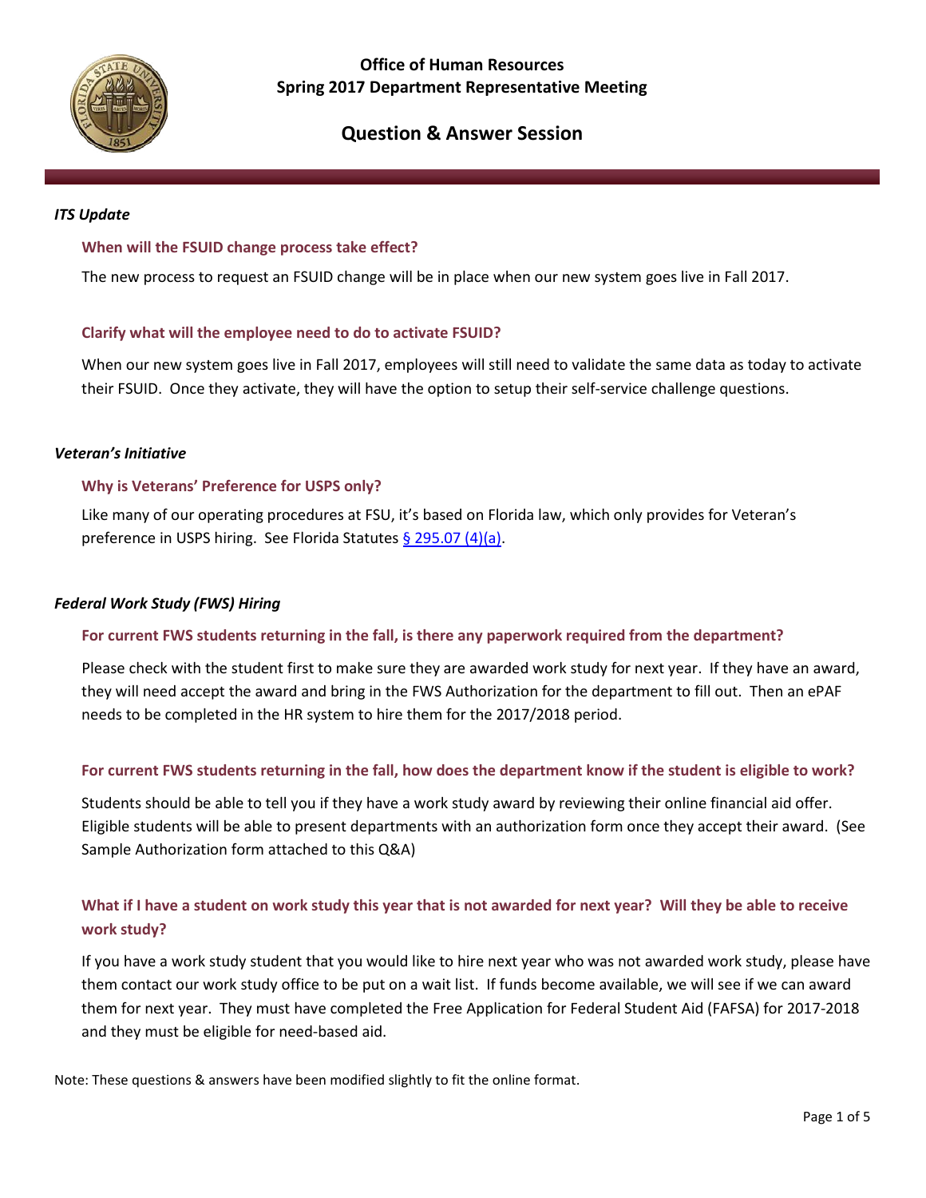# Office of Human Resources
# Spring 2017 Department Representative Meeting

## Question & Answer Session

### *ITS Update*

**When will the FSUID change process take effect?**

The new process to request an FSUID change will be in place when our new system goes live in Fall 2017.

**Clarify what will the employee need to do to activate FSUID?**

When our new system goes live in Fall 2017, employees will still need to validate the same data as today to activate their FSUID. Once they activate, they will have the option to setup their self-service challenge questions.

### *Veteran's Initiative*

**Why is Veterans' Preference for USPS only?**

Like many of our operating procedures at FSU, it's based on Florida law, which only provides for Veteran's preference in USPS hiring. See Florida Statutes [§ 295.07 (4)(a)].

### *Federal Work Study (FWS) Hiring*

**For current FWS students returning in the fall, is there any paperwork required from the department?**

Please check with the student first to make sure they are awarded work study for next year. If they have an award, they will need accept the award and bring in the FWS Authorization for the department to fill out. Then an ePAF needs to be completed in the HR system to hire them for the 2017/2018 period.

**For current FWS students returning in the fall, how does the department know if the student is eligible to work?**

Students should be able to tell you if they have a work study award by reviewing their online financial aid offer. Eligible students will be able to present departments with an authorization form once they accept their award. (See Sample Authorization form attached to this Q&A)

**What if I have a student on work study this year that is not awarded for next year? Will they be able to receive work study?**

If you have a work study student that you would like to hire next year who was not awarded work study, please have them contact our work study office to be put on a wait list. If funds become available, we will see if we can award them for next year. They must have completed the Free Application for Federal Student Aid (FAFSA) for 2017-2018 and they must be eligible for need-based aid.

Note: These questions & answers have been modified slightly to fit the online format.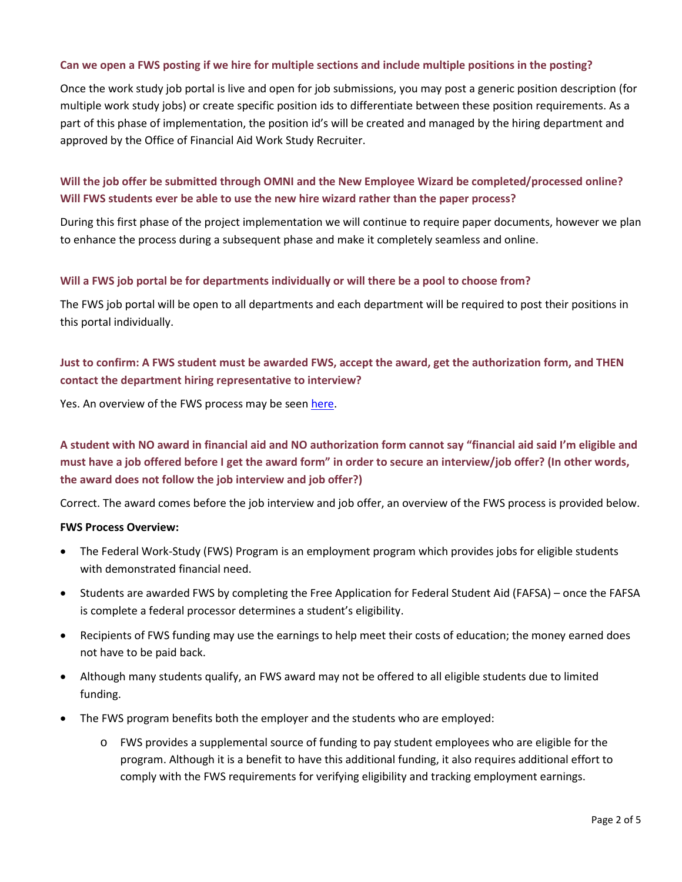**Can we open a FWS posting if we hire for multiple sections and include multiple positions in the posting?**

Once the work study job portal is live and open for job submissions, you may post a generic position description (for multiple work study jobs) or create specific position ids to differentiate between these position requirements. As a part of this phase of implementation, the position id's will be created and managed by the hiring department and approved by the Office of Financial Aid Work Study Recruiter.

**Will the job offer be submitted through OMNI and the New Employee Wizard be completed/processed online? Will FWS students ever be able to use the new hire wizard rather than the paper process?**

During this first phase of the project implementation we will continue to require paper documents, however we plan to enhance the process during a subsequent phase and make it completely seamless and online.

**Will a FWS job portal be for departments individually or will there be a pool to choose from?**

The FWS job portal will be open to all departments and each department will be required to post their positions in this portal individually.

**Just to confirm: A FWS student must be awarded FWS, accept the award, get the authorization form, and THEN contact the department hiring representative to interview?**

Yes. An overview of the FWS process may be seen here.

**A student with NO award in financial aid and NO authorization form cannot say "financial aid said I'm eligible and must have a job offered before I get the award form" in order to secure an interview/job offer? (In other words, the award does not follow the job interview and job offer?)**

Correct. The award comes before the job interview and job offer, an overview of the FWS process is provided below.

**FWS Process Overview:**

- The Federal Work-Study (FWS) Program is an employment program which provides jobs for eligible students with demonstrated financial need.
- Students are awarded FWS by completing the Free Application for Federal Student Aid (FAFSA) – once the FAFSA is complete a federal processor determines a student's eligibility.
- Recipients of FWS funding may use the earnings to help meet their costs of education; the money earned does not have to be paid back.
- Although many students qualify, an FWS award may not be offered to all eligible students due to limited funding.
- The FWS program benefits both the employer and the students who are employed:
  - FWS provides a supplemental source of funding to pay student employees who are eligible for the program. Although it is a benefit to have this additional funding, it also requires additional effort to comply with the FWS requirements for verifying eligibility and tracking employment earnings.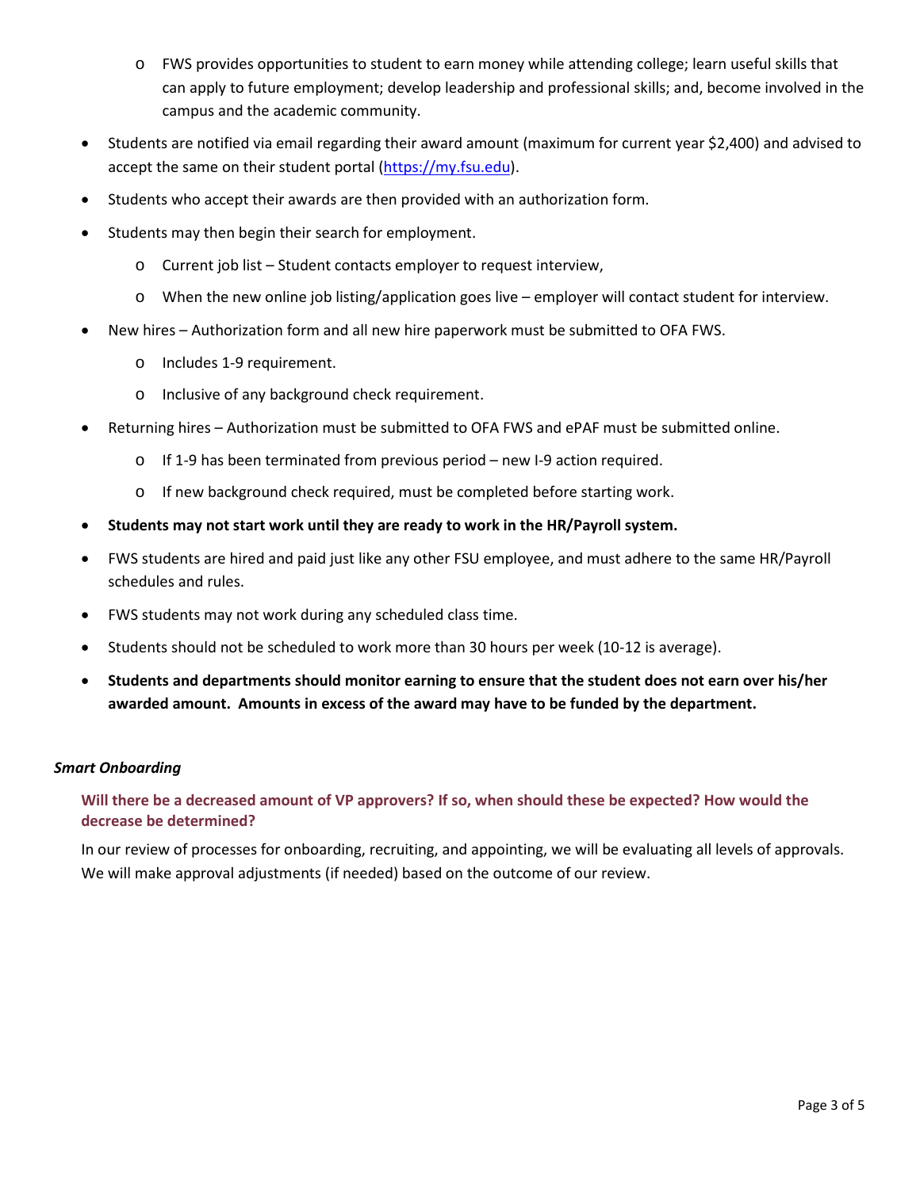- FWS provides opportunities to student to earn money while attending college; learn useful skills that can apply to future employment; develop leadership and professional skills; and, become involved in the campus and the academic community.
- Students are notified via email regarding their award amount (maximum for current year $2,400) and advised to accept the same on their student portal (https://my.fsu.edu).
- Students who accept their awards are then provided with an authorization form.
- Students may then begin their search for employment.
  - Current job list – Student contacts employer to request interview,
  - When the new online job listing/application goes live – employer will contact student for interview.
- New hires – Authorization form and all new hire paperwork must be submitted to OFA FWS.
  - Includes 1-9 requirement.
  - Inclusive of any background check requirement.
- Returning hires – Authorization must be submitted to OFA FWS and ePAF must be submitted online.
  - If 1-9 has been terminated from previous period – new I-9 action required.
  - If new background check required, must be completed before starting work.
- **Students may not start work until they are ready to work in the HR/Payroll system.**
- FWS students are hired and paid just like any other FSU employee, and must adhere to the same HR/Payroll schedules and rules.
- FWS students may not work during any scheduled class time.
- Students should not be scheduled to work more than 30 hours per week (10-12 is average).
- **Students and departments should monitor earning to ensure that the student does not earn over his/her awarded amount. Amounts in excess of the award may have to be funded by the department.**

***Smart Onboarding***

**Will there be a decreased amount of VP approvers? If so, when should these be expected? How would the decrease be determined?**

In our review of processes for onboarding, recruiting, and appointing, we will be evaluating all levels of approvals. We will make approval adjustments (if needed) based on the outcome of our review.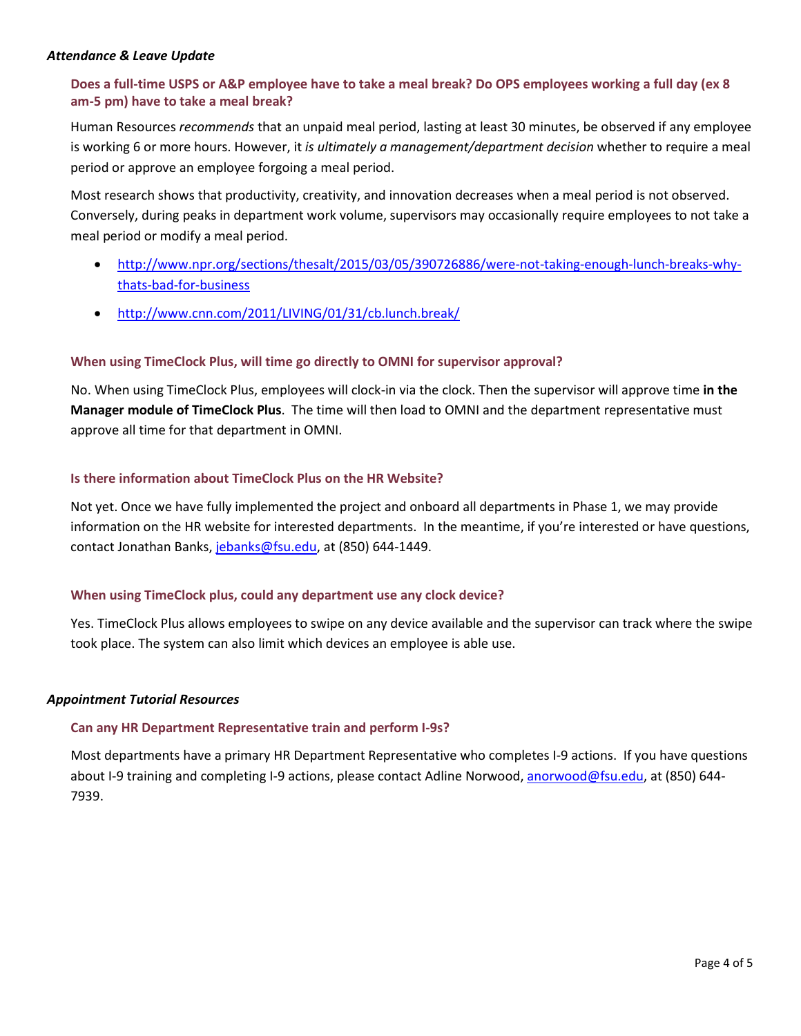### *Attendance & Leave Update*

#### Does a full-time USPS or A&P employee have to take a meal break? Do OPS employees working a full day (ex 8 am-5 pm) have to take a meal break?

Human Resources *recommends* that an unpaid meal period, lasting at least 30 minutes, be observed if any employee is working 6 or more hours. However, it *is ultimately a management/department decision* whether to require a meal period or approve an employee forgoing a meal period.

Most research shows that productivity, creativity, and innovation decreases when a meal period is not observed. Conversely, during peaks in department work volume, supervisors may occasionally require employees to not take a meal period or modify a meal period.

- http://www.npr.org/sections/thesalt/2015/03/05/390726886/were-not-taking-enough-lunch-breaks-why-thats-bad-for-business
- http://www.cnn.com/2011/LIVING/01/31/cb.lunch.break/

#### When using TimeClock Plus, will time go directly to OMNI for supervisor approval?

No. When using TimeClock Plus, employees will clock-in via the clock. Then the supervisor will approve time **in the Manager module of TimeClock Plus**. The time will then load to OMNI and the department representative must approve all time for that department in OMNI.

#### Is there information about TimeClock Plus on the HR Website?

Not yet. Once we have fully implemented the project and onboard all departments in Phase 1, we may provide information on the HR website for interested departments. In the meantime, if you're interested or have questions, contact Jonathan Banks, jebanks@fsu.edu, at (850) 644-1449.

#### When using TimeClock plus, could any department use any clock device?

Yes. TimeClock Plus allows employees to swipe on any device available and the supervisor can track where the swipe took place. The system can also limit which devices an employee is able use.

### *Appointment Tutorial Resources*

#### Can any HR Department Representative train and perform I-9s?

Most departments have a primary HR Department Representative who completes I-9 actions. If you have questions about I-9 training and completing I-9 actions, please contact Adline Norwood, anorwood@fsu.edu, at (850) 644-7939.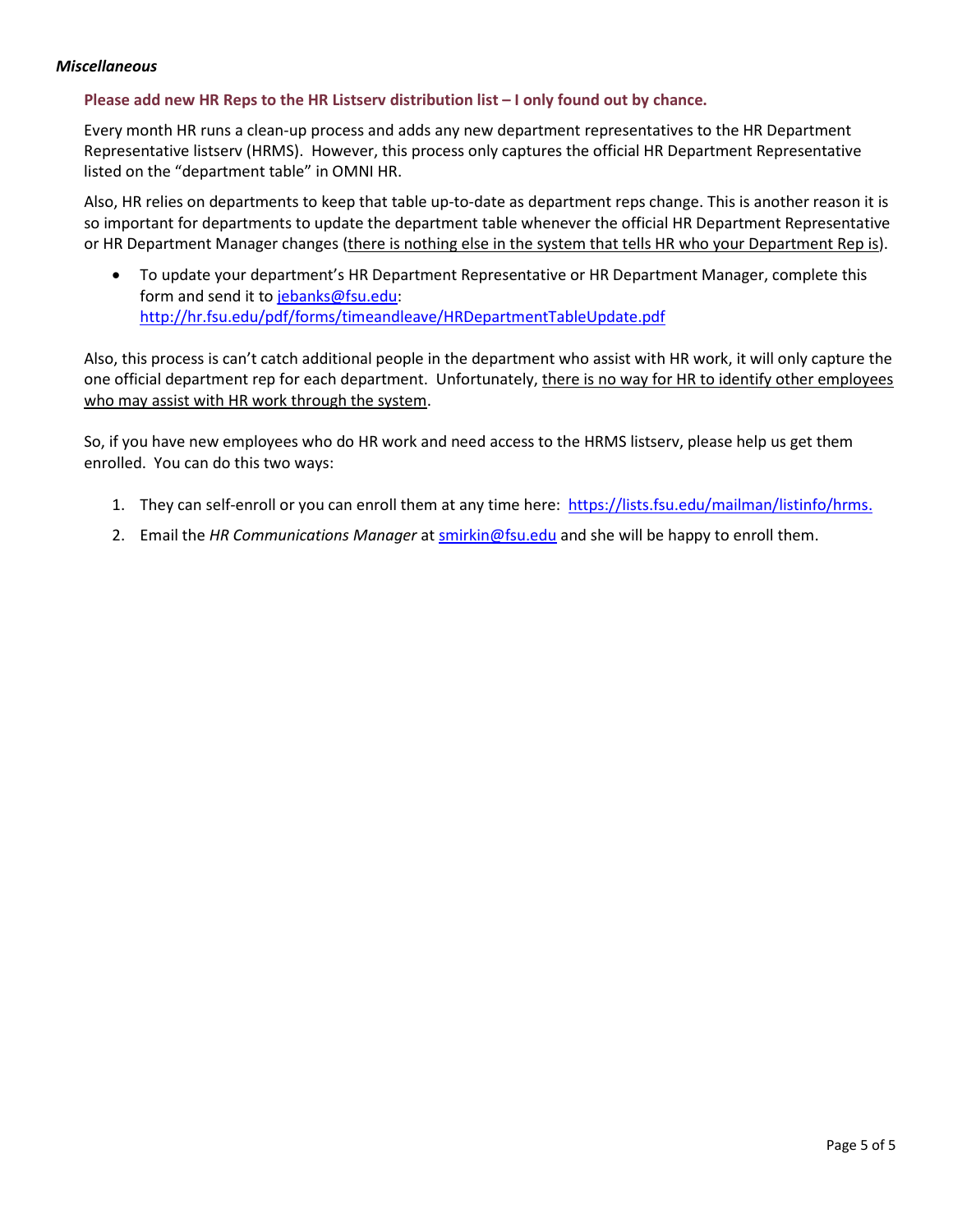***Miscellaneous***

**Please add new HR Reps to the HR Listserv distribution list – I only found out by chance.**

Every month HR runs a clean-up process and adds any new department representatives to the HR Department Representative listserv (HRMS). However, this process only captures the official HR Department Representative listed on the "department table" in OMNI HR.

Also, HR relies on departments to keep that table up-to-date as department reps change. This is another reason it is so important for departments to update the department table whenever the official HR Department Representative or HR Department Manager changes (<u>there is nothing else in the system that tells HR who your Department Rep is</u>).

- To update your department's HR Department Representative or HR Department Manager, complete this form and send it to [jebanks@fsu.edu](mailto:jebanks@fsu.edu): [http://hr.fsu.edu/pdf/forms/timeandleave/HRDepartmentTableUpdate.pdf](http://hr.fsu.edu/pdf/forms/timeandleave/HRDepartmentTableUpdate.pdf)

Also, this process is can't catch additional people in the department who assist with HR work, it will only capture the one official department rep for each department. Unfortunately, <u>there is no way for HR to identify other employees who may assist with HR work through the system</u>.

So, if you have new employees who do HR work and need access to the HRMS listserv, please help us get them enrolled. You can do this two ways:

1. They can self-enroll or you can enroll them at any time here: [https://lists.fsu.edu/mailman/listinfo/hrms.](https://lists.fsu.edu/mailman/listinfo/hrms)
2. Email the *HR Communications Manager* at [smirkin@fsu.edu](mailto:smirkin@fsu.edu) and she will be happy to enroll them.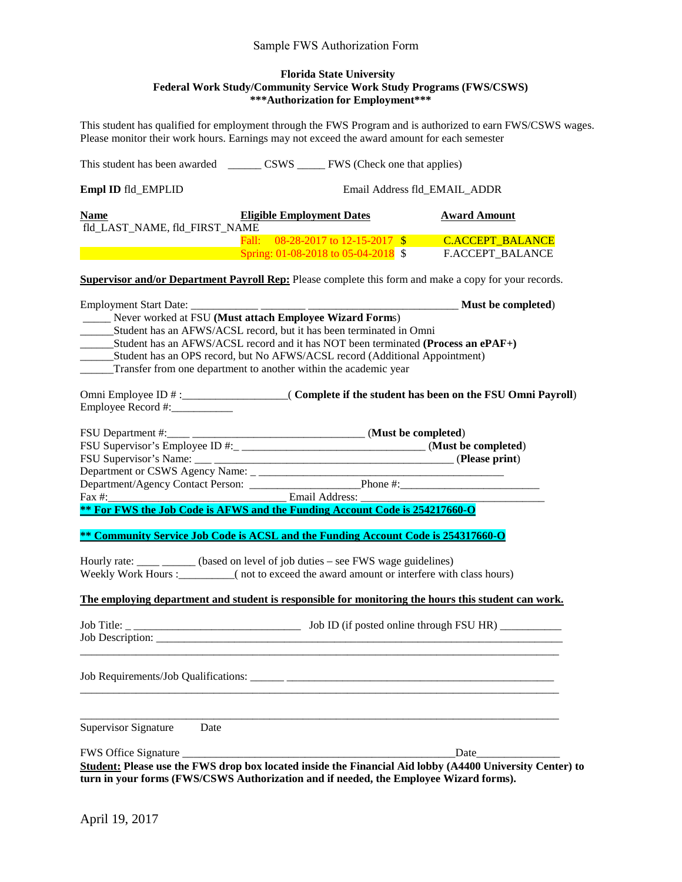Sample FWS Authorization Form

**Florida State University**
**Federal Work Study/Community Service Work Study Programs (FWS/CSWS)**
**\*\*\*Authorization for Employment\*\*\***

This student has qualified for employment through the FWS Program and is authorized to earn FWS/CSWS wages. Please monitor their work hours. Earnings may not exceed the award amount for each semester

This student has been awarded ______ CSWS _____ FWS (Check one that applies)

**Empl ID** fld_EMPLID          Email Address fld_EMAIL_ADDR

| **Name** | **Eligible Employment Dates** | | **Award Amount** |
|---|---|---|---|
| fld_LAST_NAME, fld_FIRST_NAME | | | |
| | Fall: 08-28-2017 to 12-15-2017 | $ | C.ACCEPT_BALANCE |
| | Spring: 01-08-2018 to 05-04-2018 | $ | F.ACCEPT_BALANCE |

**Supervisor and/or Department Payroll Rep:** Please complete this form and make a copy for your records.

Employment Start Date: ___________ ________ __________________________ **Must be completed**)
_____ Never worked at FSU **(Must attach Employee Wizard Forms**)
______Student has an AFWS/ACSL record, but it has been terminated in Omni
______Student has an AFWS/ACSL record and it has NOT been terminated **(Process an ePAF+)**
______Student has an OPS record, but No AFWS/ACSL record (Additional Appointment)
______Transfer from one department to another within the academic year

Omni Employee ID # :__________________( **Complete if the student has been on the FSU Omni Payroll**)
Employee Record #:___________

FSU Department #:____ ________________________________ (**Must be completed**)
FSU Supervisor's Employee ID #:_ ________________________________ (**Must be completed**)
FSU Supervisor's Name: ___ ________________________________________ (**Please print**)
Department or CSWS Agency Name: _ _____________________________________________
Department/Agency Contact Person: ___________________Phone #:_________________________
Fax #:________________________________ Email Address: _______________________________

**\*\* For FWS the Job Code is AFWS and the Funding Account Code is 254217660-O**

**\*\* Community Service Job Code is ACSL and the Funding Account Code is 254317660-O**

Hourly rate: ____ ______ (based on level of job duties – see FWS wage guidelines)
Weekly Work Hours :__________( not to exceed the award amount or interfere with class hours)

**The employing department and student is responsible for monitoring the hours this student can work.**

Job Title: _ ______________________________ Job ID (if posted online through FSU HR) ___________
Job Description: ___________________________________________________________________________
_____________________________________________________________________________________

Job Requirements/Job Qualifications: ______ __________________________________________________
_____________________________________________________________________________________

_____________________________________________________________________________________
Supervisor Signature     Date

FWS Office Signature __________________________________________________Date_______________

**Student:** **Please use the FWS drop box located inside the Financial Aid lobby (A4400 University Center) to turn in your forms (FWS/CSWS Authorization and if needed, the Employee Wizard forms).**

April 19, 2017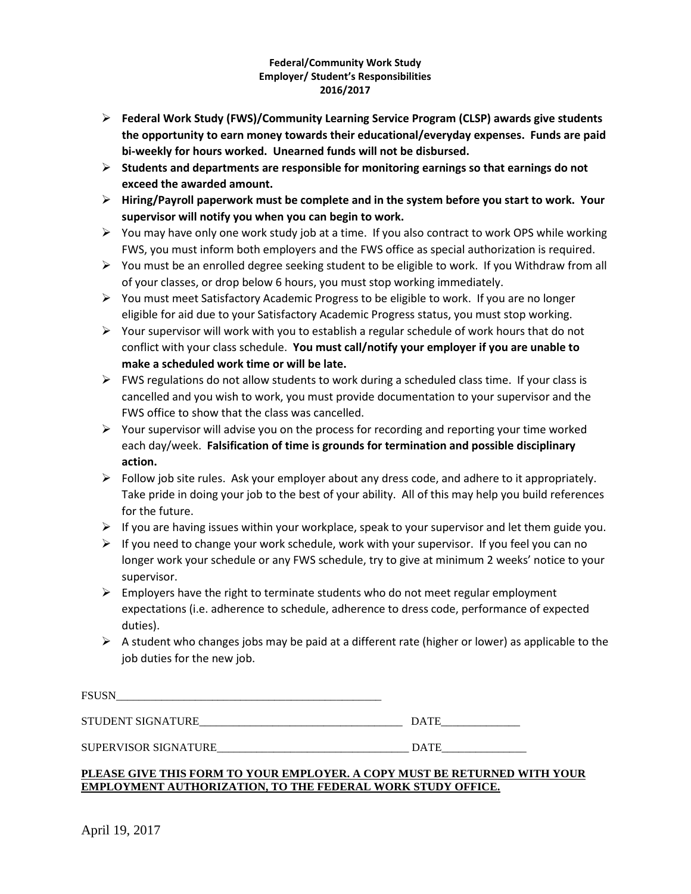**Federal/Community Work Study**
**Employer/ Student's Responsibilities**
**2016/2017**

- **Federal Work Study (FWS)/Community Learning Service Program (CLSP) awards give students the opportunity to earn money towards their educational/everyday expenses. Funds are paid bi-weekly for hours worked. Unearned funds will not be disbursed.**
- **Students and departments are responsible for monitoring earnings so that earnings do not exceed the awarded amount.**
- **Hiring/Payroll paperwork must be complete and in the system before you start to work. Your supervisor will notify you when you can begin to work.**
- You may have only one work study job at a time. If you also contract to work OPS while working FWS, you must inform both employers and the FWS office as special authorization is required.
- You must be an enrolled degree seeking student to be eligible to work. If you Withdraw from all of your classes, or drop below 6 hours, you must stop working immediately.
- You must meet Satisfactory Academic Progress to be eligible to work. If you are no longer eligible for aid due to your Satisfactory Academic Progress status, you must stop working.
- Your supervisor will work with you to establish a regular schedule of work hours that do not conflict with your class schedule. **You must call/notify your employer if you are unable to make a scheduled work time or will be late.**
- FWS regulations do not allow students to work during a scheduled class time. If your class is cancelled and you wish to work, you must provide documentation to your supervisor and the FWS office to show that the class was cancelled.
- Your supervisor will advise you on the process for recording and reporting your time worked each day/week. **Falsification of time is grounds for termination and possible disciplinary action.**
- Follow job site rules. Ask your employer about any dress code, and adhere to it appropriately. Take pride in doing your job to the best of your ability. All of this may help you build references for the future.
- If you are having issues within your workplace, speak to your supervisor and let them guide you.
- If you need to change your work schedule, work with your supervisor. If you feel you can no longer work your schedule or any FWS schedule, try to give at minimum 2 weeks' notice to your supervisor.
- Employers have the right to terminate students who do not meet regular employment expectations (i.e. adherence to schedule, adherence to dress code, performance of expected duties).
- A student who changes jobs may be paid at a different rate (higher or lower) as applicable to the job duties for the new job.

FSUSN_______________________________________________

STUDENT SIGNATURE___________________________________ DATE_____________

SUPERVISOR SIGNATURE_________________________________ DATE______________

**PLEASE GIVE THIS FORM TO YOUR EMPLOYER. A COPY MUST BE RETURNED WITH YOUR EMPLOYMENT AUTHORIZATION, TO THE FEDERAL WORK STUDY OFFICE.**

April 19, 2017